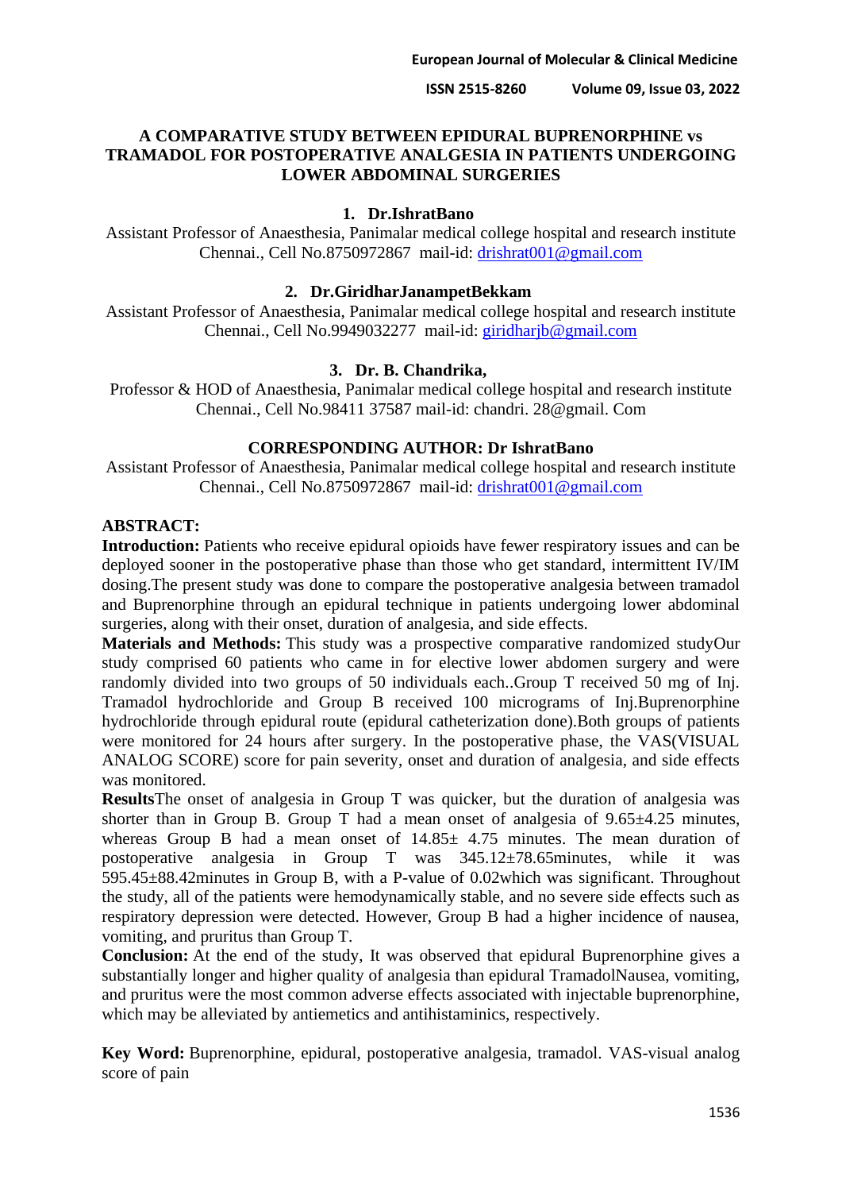# A COMPARATIVE STUDY BETWEEN EPIDURAL BUPRENORPHINE vs TRAMADOL FOR POSTOPERATIVE ANALGESIA IN PATIENTS UNDERGOING LOWER ABDOMINAL SURGERIES

**1. Dr.IshratBano**

Assistant Professor of Anaesthesia, Panimalar medical college hospital and research institute Chennai., Cell No.8750972867 mail-id: drishrat001@gmail.com

**2. Dr.GiridharJanampetBekkam**

Assistant Professor of Anaesthesia, Panimalar medical college hospital and research institute Chennai., Cell No.9949032277 mail-id: giridharjb@gmail.com

**3. Dr. B. Chandrika,**

Professor & HOD of Anaesthesia, Panimalar medical college hospital and research institute Chennai., Cell No.98411 37587 mail-id: chandri. 28@gmail. Com

**CORRESPONDING AUTHOR: Dr IshratBano**

Assistant Professor of Anaesthesia, Panimalar medical college hospital and research institute Chennai., Cell No.8750972867 mail-id: drishrat001@gmail.com

## ABSTRACT:

**Introduction:** Patients who receive epidural opioids have fewer respiratory issues and can be deployed sooner in the postoperative phase than those who get standard, intermittent IV/IM dosing.The present study was done to compare the postoperative analgesia between tramadol and Buprenorphine through an epidural technique in patients undergoing lower abdominal surgeries, along with their onset, duration of analgesia, and side effects.

**Materials and Methods:** This study was a prospective comparative randomized studyOur study comprised 60 patients who came in for elective lower abdomen surgery and were randomly divided into two groups of 50 individuals each..Group T received 50 mg of Inj. Tramadol hydrochloride and Group B received 100 micrograms of Inj.Buprenorphine hydrochloride through epidural route (epidural catheterization done).Both groups of patients were monitored for 24 hours after surgery. In the postoperative phase, the VAS(VISUAL ANALOG SCORE) score for pain severity, onset and duration of analgesia, and side effects was monitored.

**Results**The onset of analgesia in Group T was quicker, but the duration of analgesia was shorter than in Group B. Group T had a mean onset of analgesia of 9.65±4.25 minutes, whereas Group B had a mean onset of 14.85± 4.75 minutes. The mean duration of postoperative analgesia in Group T was 345.12±78.65minutes, while it was 595.45±88.42minutes in Group B, with a P-value of 0.02which was significant. Throughout the study, all of the patients were hemodynamically stable, and no severe side effects such as respiratory depression were detected. However, Group B had a higher incidence of nausea, vomiting, and pruritus than Group T.

**Conclusion:** At the end of the study, It was observed that epidural Buprenorphine gives a substantially longer and higher quality of analgesia than epidural TramadolNausea, vomiting, and pruritus were the most common adverse effects associated with injectable buprenorphine, which may be alleviated by antiemetics and antihistaminics, respectively.

**Key Word:** Buprenorphine, epidural, postoperative analgesia, tramadol. VAS-visual analog score of pain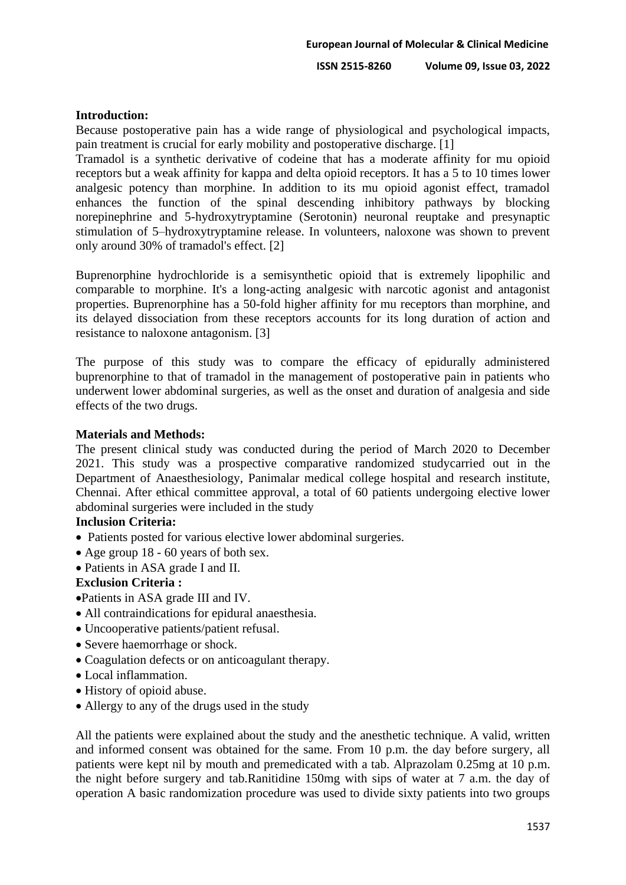**Introduction:**

Because postoperative pain has a wide range of physiological and psychological impacts, pain treatment is crucial for early mobility and postoperative discharge. [1]

Tramadol is a synthetic derivative of codeine that has a moderate affinity for mu opioid receptors but a weak affinity for kappa and delta opioid receptors. It has a 5 to 10 times lower analgesic potency than morphine. In addition to its mu opioid agonist effect, tramadol enhances the function of the spinal descending inhibitory pathways by blocking norepinephrine and 5-hydroxytryptamine (Serotonin) neuronal reuptake and presynaptic stimulation of 5–hydroxytryptamine release. In volunteers, naloxone was shown to prevent only around 30% of tramadol's effect. [2]

Buprenorphine hydrochloride is a semisynthetic opioid that is extremely lipophilic and comparable to morphine. It's a long-acting analgesic with narcotic agonist and antagonist properties. Buprenorphine has a 50-fold higher affinity for mu receptors than morphine, and its delayed dissociation from these receptors accounts for its long duration of action and resistance to naloxone antagonism. [3]

The purpose of this study was to compare the efficacy of epidurally administered buprenorphine to that of tramadol in the management of postoperative pain in patients who underwent lower abdominal surgeries, as well as the onset and duration of analgesia and side effects of the two drugs.

**Materials and Methods:**

The present clinical study was conducted during the period of March 2020 to December 2021. This study was a prospective comparative randomized studycarried out in the Department of Anaesthesiology, Panimalar medical college hospital and research institute, Chennai. After ethical committee approval, a total of 60 patients undergoing elective lower abdominal surgeries were included in the study

**Inclusion Criteria:**

- Patients posted for various elective lower abdominal surgeries.
- Age group 18 - 60 years of both sex.
- Patients in ASA grade I and II.

**Exclusion Criteria :**

- Patients in ASA grade III and IV.
- All contraindications for epidural anaesthesia.
- Uncooperative patients/patient refusal.
- Severe haemorrhage or shock.
- Coagulation defects or on anticoagulant therapy.
- Local inflammation.
- History of opioid abuse.
- Allergy to any of the drugs used in the study

All the patients were explained about the study and the anesthetic technique. A valid, written and informed consent was obtained for the same. From 10 p.m. the day before surgery, all patients were kept nil by mouth and premedicated with a tab. Alprazolam 0.25mg at 10 p.m. the night before surgery and tab.Ranitidine 150mg with sips of water at 7 a.m. the day of operation A basic randomization procedure was used to divide sixty patients into two groups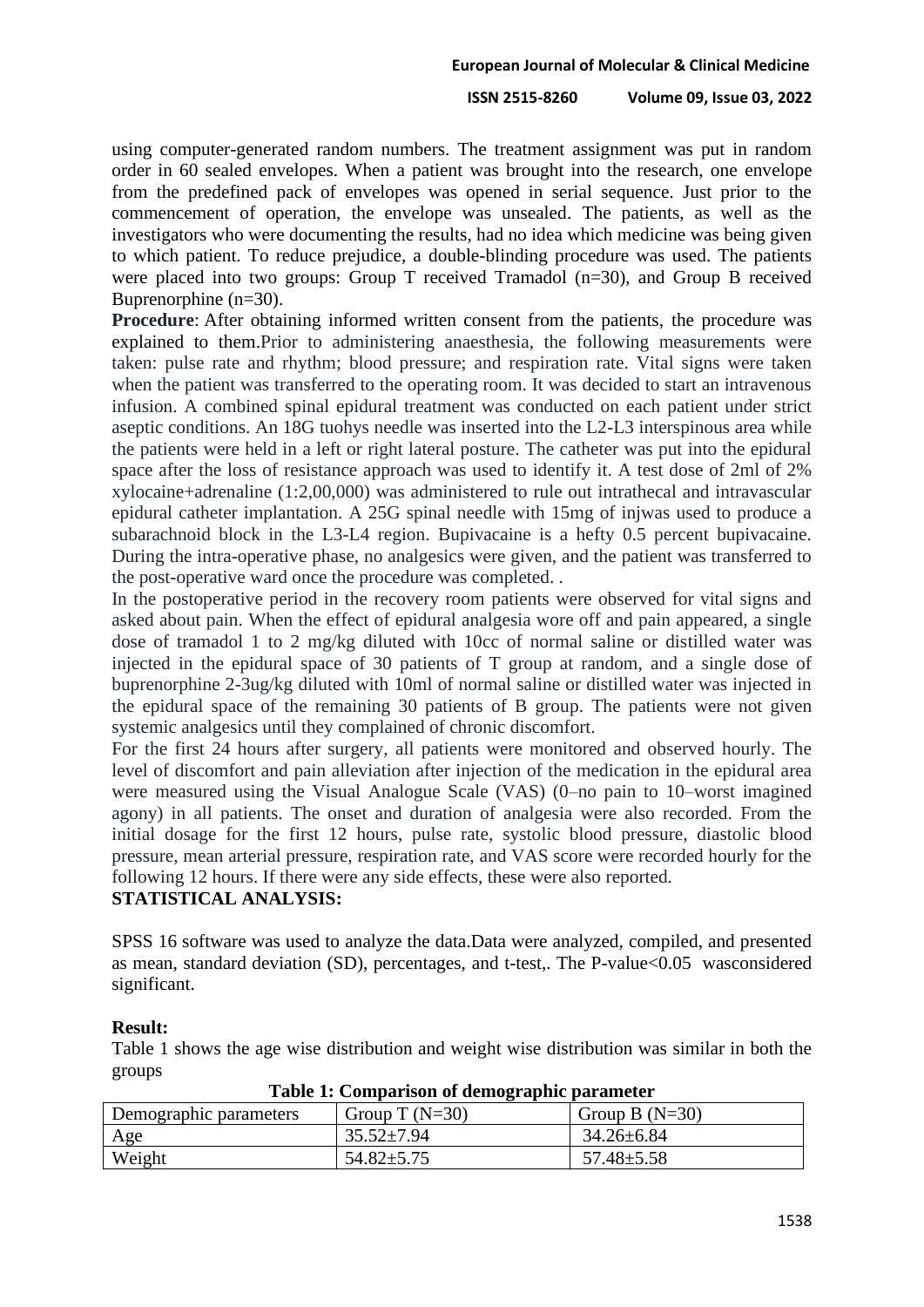using computer-generated random numbers. The treatment assignment was put in random order in 60 sealed envelopes. When a patient was brought into the research, one envelope from the predefined pack of envelopes was opened in serial sequence. Just prior to the commencement of operation, the envelope was unsealed. The patients, as well as the investigators who were documenting the results, had no idea which medicine was being given to which patient. To reduce prejudice, a double-blinding procedure was used. The patients were placed into two groups: Group T received Tramadol (n=30), and Group B received Buprenorphine (n=30).

**Procedure**: After obtaining informed written consent from the patients, the procedure was explained to them.Prior to administering anaesthesia, the following measurements were taken: pulse rate and rhythm; blood pressure; and respiration rate. Vital signs were taken when the patient was transferred to the operating room. It was decided to start an intravenous infusion. A combined spinal epidural treatment was conducted on each patient under strict aseptic conditions. An 18G tuohys needle was inserted into the L2-L3 interspinous area while the patients were held in a left or right lateral posture. The catheter was put into the epidural space after the loss of resistance approach was used to identify it. A test dose of 2ml of 2% xylocaine+adrenaline (1:2,00,000) was administered to rule out intrathecal and intravascular epidural catheter implantation. A 25G spinal needle with 15mg of injwas used to produce a subarachnoid block in the L3-L4 region. Bupivacaine is a hefty 0.5 percent bupivacaine. During the intra-operative phase, no analgesics were given, and the patient was transferred to the post-operative ward once the procedure was completed. .

In the postoperative period in the recovery room patients were observed for vital signs and asked about pain. When the effect of epidural analgesia wore off and pain appeared, a single dose of tramadol 1 to 2 mg/kg diluted with 10cc of normal saline or distilled water was injected in the epidural space of 30 patients of T group at random, and a single dose of buprenorphine 2-3ug/kg diluted with 10ml of normal saline or distilled water was injected in the epidural space of the remaining 30 patients of B group. The patients were not given systemic analgesics until they complained of chronic discomfort.

For the first 24 hours after surgery, all patients were monitored and observed hourly. The level of discomfort and pain alleviation after injection of the medication in the epidural area were measured using the Visual Analogue Scale (VAS) (0–no pain to 10–worst imagined agony) in all patients. The onset and duration of analgesia were also recorded. From the initial dosage for the first 12 hours, pulse rate, systolic blood pressure, diastolic blood pressure, mean arterial pressure, respiration rate, and VAS score were recorded hourly for the following 12 hours. If there were any side effects, these were also reported.

**STATISTICAL ANALYSIS:**

SPSS 16 software was used to analyze the data.Data were analyzed, compiled, and presented as mean, standard deviation (SD), percentages, and t-test,. The P-value<0.05 wasconsidered significant.

**Result:**

Table 1 shows the age wise distribution and weight wise distribution was similar in both the groups

**Table 1: Comparison of demographic parameter**

| Demographic parameters | Group T (N=30) | Group B (N=30) |
|---|---|---|
| Age | 35.52±7.94 | 34.26±6.84 |
| Weight | 54.82±5.75 | 57.48±5.58 |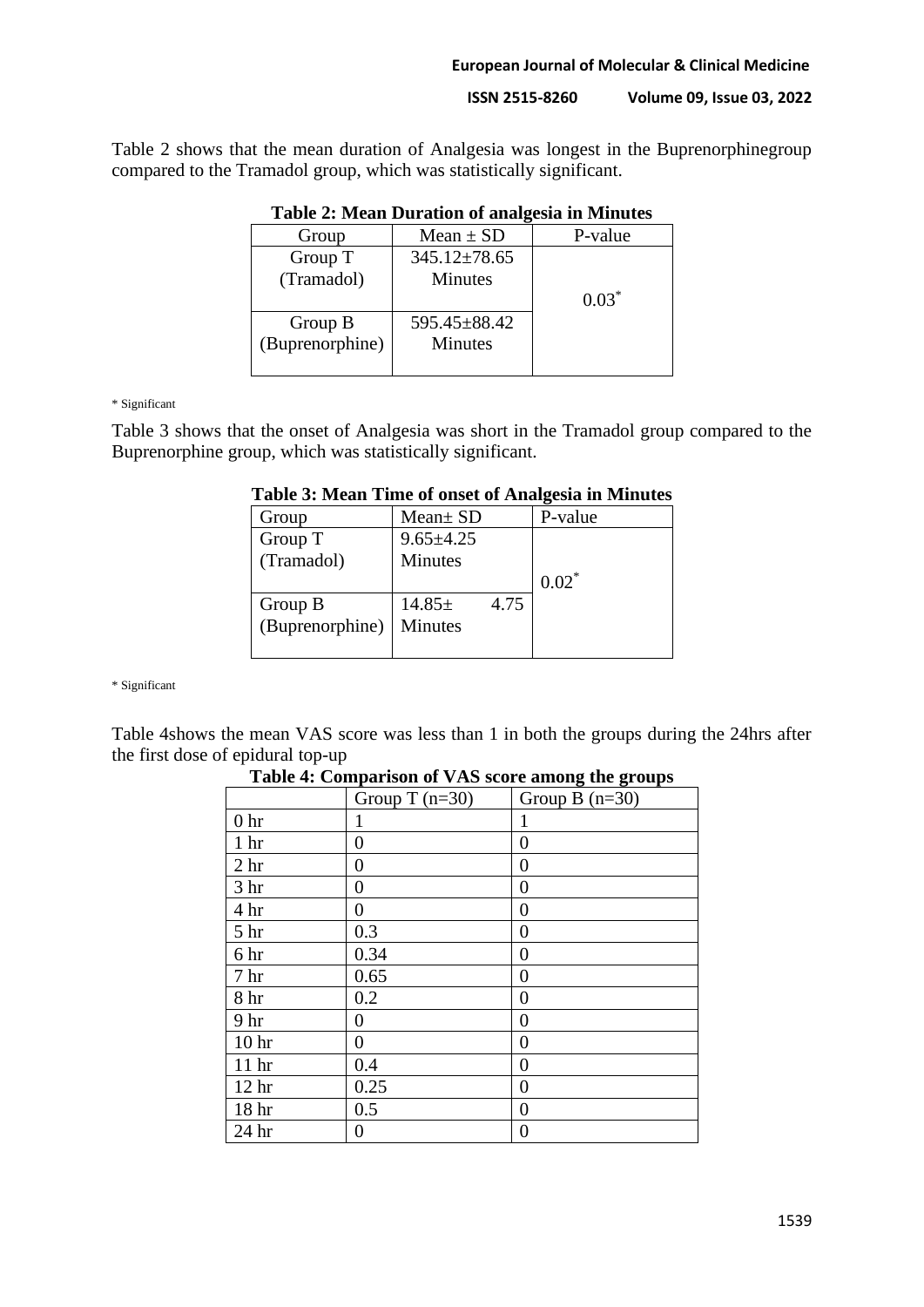Table 2 shows that the mean duration of Analgesia was longest in the Buprenorphinegroup compared to the Tramadol group, which was statistically significant.

**Table 2: Mean Duration of analgesia in Minutes**

| Group | Mean ± SD | P-value |
|---|---|---|
| Group T (Tramadol) | 345.12±78.65 Minutes | 0.03* |
| Group B (Buprenorphine) | 595.45±88.42 Minutes | |

\* Significant

Table 3 shows that the onset of Analgesia was short in the Tramadol group compared to the Buprenorphine group, which was statistically significant.

**Table 3: Mean Time of onset of Analgesia in Minutes**

| Group | Mean± SD | P-value |
|---|---|---|
| Group T (Tramadol) | 9.65±4.25 Minutes | 0.02* |
| Group B (Buprenorphine) | 14.85± 4.75 Minutes | |

\* Significant

Table 4shows the mean VAS score was less than 1 in both the groups during the 24hrs after the first dose of epidural top-up

**Table 4: Comparison of VAS score among the groups**

| | Group T (n=30) | Group B (n=30) |
|---|---|---|
| 0 hr | 1 | 1 |
| 1 hr | 0 | 0 |
| 2 hr | 0 | 0 |
| 3 hr | 0 | 0 |
| 4 hr | 0 | 0 |
| 5 hr | 0.3 | 0 |
| 6 hr | 0.34 | 0 |
| 7 hr | 0.65 | 0 |
| 8 hr | 0.2 | 0 |
| 9 hr | 0 | 0 |
| 10 hr | 0 | 0 |
| 11 hr | 0.4 | 0 |
| 12 hr | 0.25 | 0 |
| 18 hr | 0.5 | 0 |
| 24 hr | 0 | 0 |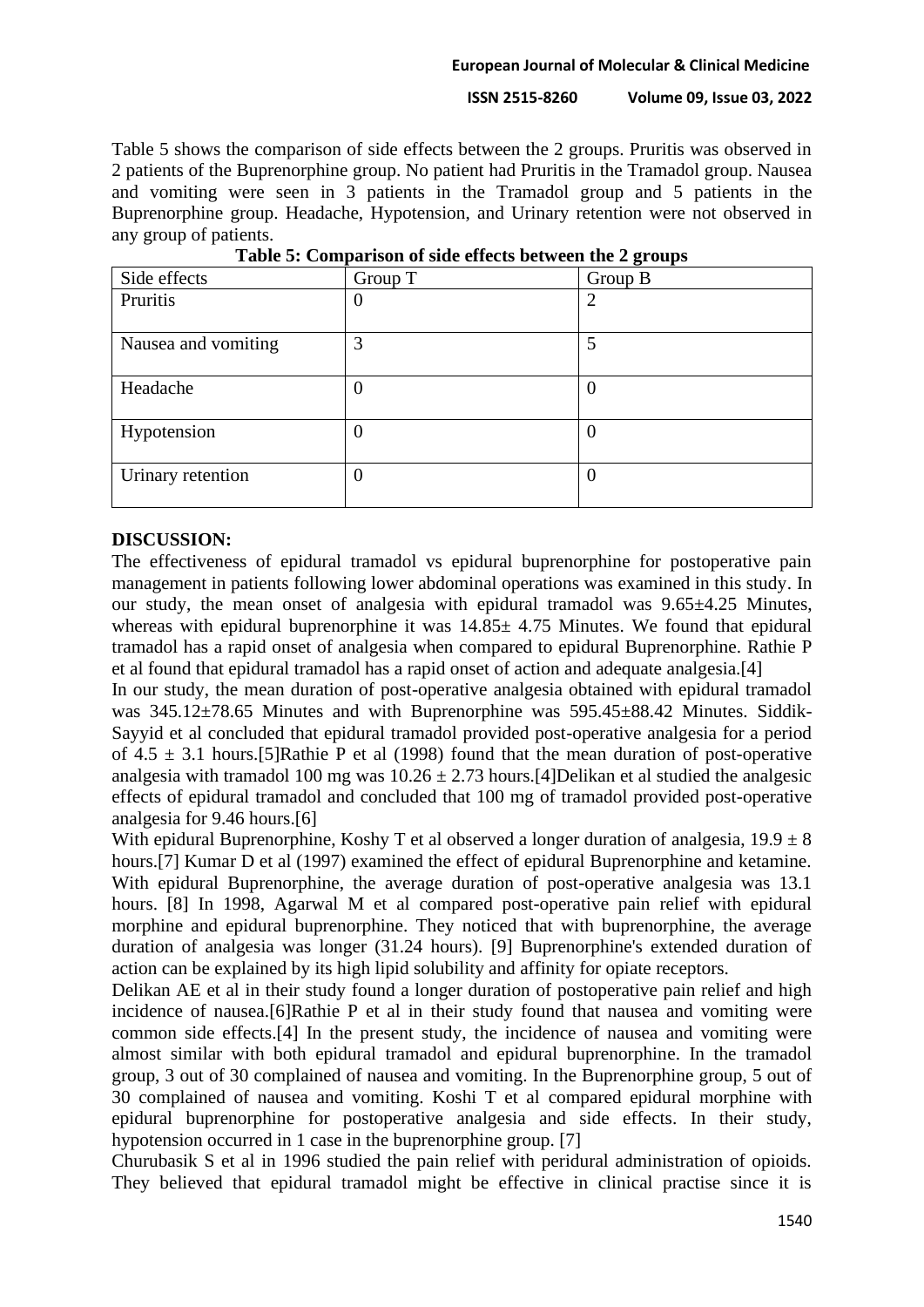Table 5 shows the comparison of side effects between the 2 groups. Pruritis was observed in 2 patients of the Buprenorphine group. No patient had Pruritis in the Tramadol group. Nausea and vomiting were seen in 3 patients in the Tramadol group and 5 patients in the Buprenorphine group. Headache, Hypotension, and Urinary retention were not observed in any group of patients.

**Table 5: Comparison of side effects between the 2 groups**

| Side effects | Group T | Group B |
|---|---|---|
| Pruritis | 0 | 2 |
| Nausea and vomiting | 3 | 5 |
| Headache | 0 | 0 |
| Hypotension | 0 | 0 |
| Urinary retention | 0 | 0 |

## DISCUSSION:

The effectiveness of epidural tramadol vs epidural buprenorphine for postoperative pain management in patients following lower abdominal operations was examined in this study. In our study, the mean onset of analgesia with epidural tramadol was 9.65±4.25 Minutes, whereas with epidural buprenorphine it was 14.85± 4.75 Minutes. We found that epidural tramadol has a rapid onset of analgesia when compared to epidural Buprenorphine. Rathie P et al found that epidural tramadol has a rapid onset of action and adequate analgesia.[4]

In our study, the mean duration of post-operative analgesia obtained with epidural tramadol was 345.12±78.65 Minutes and with Buprenorphine was 595.45±88.42 Minutes. Siddik-Sayyid et al concluded that epidural tramadol provided post-operative analgesia for a period of 4.5 ± 3.1 hours.[5]Rathie P et al (1998) found that the mean duration of post-operative analgesia with tramadol 100 mg was 10.26 ± 2.73 hours.[4]Delikan et al studied the analgesic effects of epidural tramadol and concluded that 100 mg of tramadol provided post-operative analgesia for 9.46 hours.[6]

With epidural Buprenorphine, Koshy T et al observed a longer duration of analgesia, 19.9 ± 8 hours.[7] Kumar D et al (1997) examined the effect of epidural Buprenorphine and ketamine. With epidural Buprenorphine, the average duration of post-operative analgesia was 13.1 hours. [8] In 1998, Agarwal M et al compared post-operative pain relief with epidural morphine and epidural buprenorphine. They noticed that with buprenorphine, the average duration of analgesia was longer (31.24 hours). [9] Buprenorphine's extended duration of action can be explained by its high lipid solubility and affinity for opiate receptors.

Delikan AE et al in their study found a longer duration of postoperative pain relief and high incidence of nausea.[6]Rathie P et al in their study found that nausea and vomiting were common side effects.[4] In the present study, the incidence of nausea and vomiting were almost similar with both epidural tramadol and epidural buprenorphine. In the tramadol group, 3 out of 30 complained of nausea and vomiting. In the Buprenorphine group, 5 out of 30 complained of nausea and vomiting. Koshi T et al compared epidural morphine with epidural buprenorphine for postoperative analgesia and side effects. In their study, hypotension occurred in 1 case in the buprenorphine group. [7]

Churubasik S et al in 1996 studied the pain relief with peridural administration of opioids. They believed that epidural tramadol might be effective in clinical practise since it is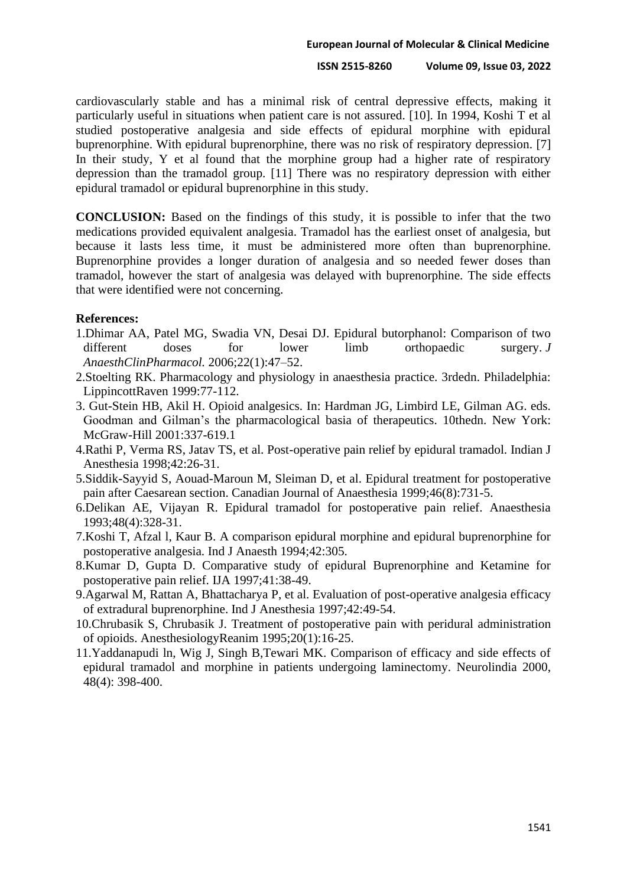cardiovascularly stable and has a minimal risk of central depressive effects, making it particularly useful in situations when patient care is not assured. [10]. In 1994, Koshi T et al studied postoperative analgesia and side effects of epidural morphine with epidural buprenorphine. With epidural buprenorphine, there was no risk of respiratory depression. [7] In their study, Y et al found that the morphine group had a higher rate of respiratory depression than the tramadol group. [11] There was no respiratory depression with either epidural tramadol or epidural buprenorphine in this study.

**CONCLUSION:** Based on the findings of this study, it is possible to infer that the two medications provided equivalent analgesia. Tramadol has the earliest onset of analgesia, but because it lasts less time, it must be administered more often than buprenorphine. Buprenorphine provides a longer duration of analgesia and so needed fewer doses than tramadol, however the start of analgesia was delayed with buprenorphine. The side effects that were identified were not concerning.

**References:**

1. Dhimar AA, Patel MG, Swadia VN, Desai DJ. Epidural butorphanol: Comparison of two different doses for lower limb orthopaedic surgery. *J AnaesthClinPharmacol.* 2006;22(1):47–52.
2. Stoelting RK. Pharmacology and physiology in anaesthesia practice. 3rdedn. Philadelphia: LippincottRaven 1999:77-112.
3. Gut-Stein HB, Akil H. Opioid analgesics. In: Hardman JG, Limbird LE, Gilman AG. eds. Goodman and Gilman's the pharmacological basia of therapeutics. 10thedn. New York: McGraw-Hill 2001:337-619.1
4. Rathi P, Verma RS, Jatav TS, et al. Post-operative pain relief by epidural tramadol. Indian J Anesthesia 1998;42:26-31.
5. Siddik-Sayyid S, Aouad-Maroun M, Sleiman D, et al. Epidural treatment for postoperative pain after Caesarean section. Canadian Journal of Anaesthesia 1999;46(8):731-5.
6. Delikan AE, Vijayan R. Epidural tramadol for postoperative pain relief. Anaesthesia 1993;48(4):328-31.
7. Koshi T, Afzal l, Kaur B. A comparison epidural morphine and epidural buprenorphine for postoperative analgesia. Ind J Anaesth 1994;42:305.
8. Kumar D, Gupta D. Comparative study of epidural Buprenorphine and Ketamine for postoperative pain relief. IJA 1997;41:38-49.
9. Agarwal M, Rattan A, Bhattacharya P, et al. Evaluation of post-operative analgesia efficacy of extradural buprenorphine. Ind J Anesthesia 1997;42:49-54.
10. Chrubasik S, Chrubasik J. Treatment of postoperative pain with peridural administration of opioids. AnesthesiologyReanim 1995;20(1):16-25.
11. Yaddanapudi ln, Wig J, Singh B,Tewari MK. Comparison of efficacy and side effects of epidural tramadol and morphine in patients undergoing laminectomy. Neurolindia 2000, 48(4): 398-400.